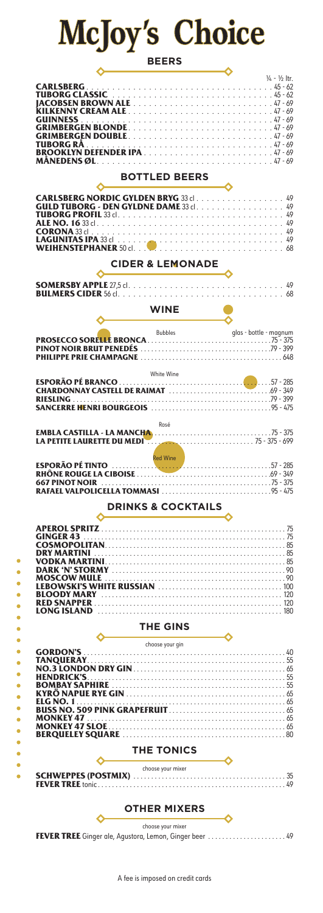# McJoy's Choice

## BEERS

| | ¼ - ½ ltr. |
|---|---|
| **CARLSBERG** | 45 - 62 |
| **TUBORG CLASSIC** | 45 - 62 |
| **JACOBSEN BROWN ALE** | 47 - 69 |
| **KILKENNY CREAM ALE** | 47 - 69 |
| **GUINNESS** | 47 - 69 |
| **GRIMBERGEN BLONDE** | 47 - 69 |
| **GRIMBERGEN DOUBLE** | 47 - 69 |
| **TUBORG RÅ** | 47 - 69 |
| **BROOKLYN DEFENDER IPA** | 47 - 69 |
| **MÅNEDENS ØL** | 47 - 69 |

## BOTTLED BEERS

| | |
|---|---|
| **CARLSBERG NORDIC GYLDEN BRYG** 33 cl | 49 |
| **GULD TUBORG - DEN GYLDNE DAME** 33 cl | 49 |
| **TUBORG PROFIL** 33 cl | 49 |
| **ALE NO. 16** 33 cl | 49 |
| **CORONA** 33 cl | 49 |
| **LAGUNITAS IPA** 33 cl | 49 |
| **WEIHENSTEPHANER** 50 cl | 68 |

## CIDER & LEMONADE

| | |
|---|---|
| **SOMERSBY APPLE** 27,5 cl | 49 |
| **BULMERS CIDER** 56 cl | 68 |

## WINE

| Bubbles | glas - bottle - magnum |
|---|---|
| **PROSECCO SORELLE BRONCA** | 75 - 375 |
| **PINOT NOIR BRUT PENEDÉS** | 79 - 399 |
| **PHILIPPE PRIE CHAMPAGNE** | 648 |

| White Wine | |
|---|---|
| **ESPORÃO PÉ BRANCO** | 57 - 285 |
| **CHARDONNAY CASTELL DE RAIMAT** | 69 - 349 |
| **RIESLING** | 79 - 399 |
| **SANCERRE HENRI BOURGEOIS** | 95 - 475 |

| Rosé | |
|---|---|
| **EMBLA CASTILLA - LA MANCHA** | 75 - 375 |
| **LA PETITE LAURETTE DU MEDI** | 75 - 375 - 699 |

| Red Wine | |
|---|---|
| **ESPORÃO PÉ TINTO** | 57 - 285 |
| **RHÔNE ROUGE LA CIBOISE** | 69 - 349 |
| **667 PINOT NOIR** | 75 - 375 |
| **RAFAEL VALPOLICELLA TOMMASI** | 95 - 475 |

## DRINKS & COCKTAILS

| | |
|---|---|
| **APEROL SPRITZ** | 75 |
| **GINGER 43** | 75 |
| **COSMOPOLITAN** | 85 |
| **DRY MARTINI** | 85 |
| **VODKA MARTINI** | 85 |
| **DARK 'N' STORMY** | 90 |
| **MOSCOW MULE** | 90 |
| **LEBOWSKI'S WHITE RUSSIAN** | 100 |
| **BLOODY MARY** | 120 |
| **RED SNAPPER** | 120 |
| **LONG ISLAND** | 180 |

## THE GINS

| choose your gin | |
|---|---|
| **GORDON'S** | 40 |
| **TANQUERAY** | 55 |
| **NO.3 LONDON DRY GIN** | 65 |
| **HENDRICK'S** | 55 |
| **BOMBAY SAPHIRE** | 55 |
| **KYRÖ NAPUE RYE GIN** | 65 |
| **ELG NO. 1** | 65 |
| **BUSS NO. 509 PINK GRAPEFRUIT** | 65 |
| **MONKEY 47** | 65 |
| **MONKEY 47 SLOE** | 65 |
| **BERQUELEY SQUARE** | 80 |

## THE TONICS

| choose your mixer | |
|---|---|
| **SCHWEPPES (POSTMIX)** | 35 |
| **FEVER TREE** tonic | 49 |

## OTHER MIXERS

| choose your mixer | |
|---|---|
| **FEVER TREE** Ginger ale, Agustora, Lemon, Ginger beer | 49 |

A fee is imposed on credit cards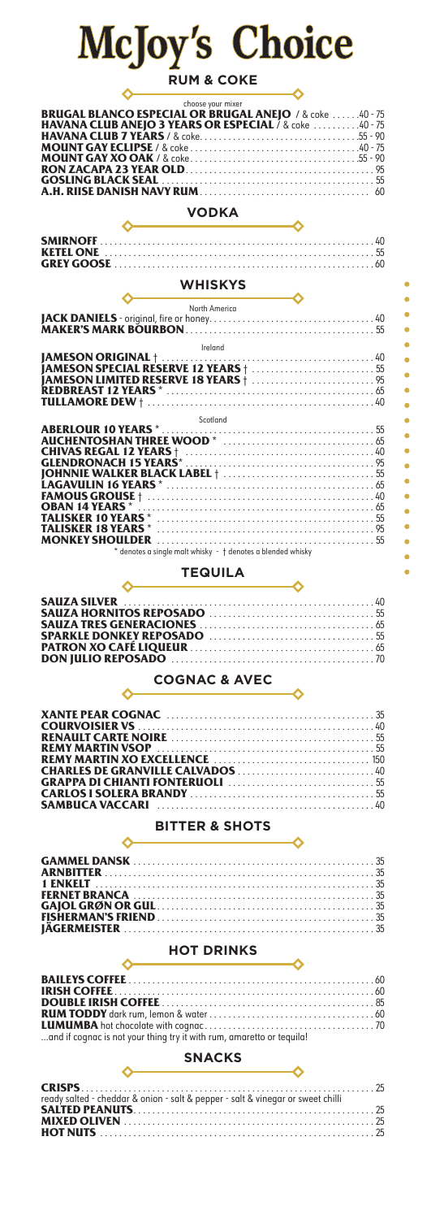# McJoy's Choice

## RUM & COKE

choose your mixer

**BRUGAL BLANCO ESPECIAL OR BRUGAL ANEJO** / & coke ...... 40 - 75
**HAVANA CLUB ANEJO 3 YEARS OR ESPECIAL** / & coke .......... 40 - 75
**HAVANA CLUB 7 YEARS** / & coke ..... 55 - 90
**MOUNT GAY ECLIPSE** / & coke ..... 40 - 75
**MOUNT GAY XO OAK** / & coke ..... 55 - 90
**RON ZACAPA 23 YEAR OLD** ..... 95
**GOSLING BLACK SEAL** ..... 55
**A.H. RIISE DANISH NAVY RUM** ..... 60

## VODKA

**SMIRNOFF** ..... 40
**KETEL ONE** ..... 55
**GREY GOOSE** ..... 60

## WHISKYS

North America

**JACK DANIELS** - original, fire or honey ..... 40
**MAKER'S MARK BOURBON** ..... 55

Ireland

**JAMESON ORIGINAL** † ..... 40
**JAMESON SPECIAL RESERVE 12 YEARS** † ..... 55
**JAMESON LIMITED RESERVE 18 YEARS** † ..... 95
**REDBREAST 12 YEARS** * ..... 65
**TULLAMORE DEW** † ..... 40

Scotland

**ABERLOUR 10 YEARS** * ..... 55
**AUCHENTOSHAN THREE WOOD** * ..... 65
**CHIVAS REGAL 12 YEARS** † ..... 40
**GLENDRONACH 15 YEARS*** ..... 95
**JOHNNIE WALKER BLACK LABEL** † ..... 55
**LAGAVULIN 16 YEARS** * ..... 65
**FAMOUS GROUSE** † ..... 40
**OBAN 14 YEARS** * ..... 65
**TALISKER 10 YEARS** * ..... 55
**TALISKER 18 YEARS** * ..... 95
**MONKEY SHOULDER** ..... 55

* denotes a single malt whisky - † denotes a blended whisky

## TEQUILA

**SAUZA SILVER** ..... 40
**SAUZA HORNITOS REPOSADO** ..... 55
**SAUZA TRES GENERACIONES** ..... 65
**SPARKLE DONKEY REPOSADO** ..... 55
**PATRON XO CAFÉ LIQUEUR** ..... 65
**DON JULIO REPOSADO** ..... 70

## COGNAC & AVEC

**XANTE PEAR COGNAC** ..... 35
**COURVOISIER VS** ..... 40
**RENAULT CARTE NOIRE** ..... 55
**REMY MARTIN VSOP** ..... 55
**REMY MARTIN XO EXCELLENCE** ..... 150
**CHARLES DE GRANVILLE CALVADOS** ..... 40
**GRAPPA DI CHIANTI FONTERUOLI** ..... 55
**CARLOS I SOLERA BRANDY** ..... 55
**SAMBUCA VACCARI** ..... 40

## BITTER & SHOTS

**GAMMEL DANSK** ..... 35
**ARNBITTER** ..... 35
**1 ENKELT** ..... 35
**FERNET BRANCA** ..... 35
**GAJOL GRØN OR GUL** ..... 35
**FISHERMAN'S FRIEND** ..... 35
**JÄGERMEISTER** ..... 35

## HOT DRINKS

**BAILEYS COFFEE** ..... 60
**IRISH COFFEE** ..... 60
**DOUBLE IRISH COFFEE** ..... 85
**RUM TODDY** dark rum, lemon & water ..... 60
**LUMUMBA** hot chocolate with cognac ..... 70
...and if cognac is not your thing try it with rum, amaretto or tequila!

## SNACKS

**CRISPS** ..... 25
ready salted - cheddar & onion - salt & pepper - salt & vinegar or sweet chilli
**SALTED PEANUTS** ..... 25
**MIXED OLIVEN** ..... 25
**HOT NUTS** ..... 25